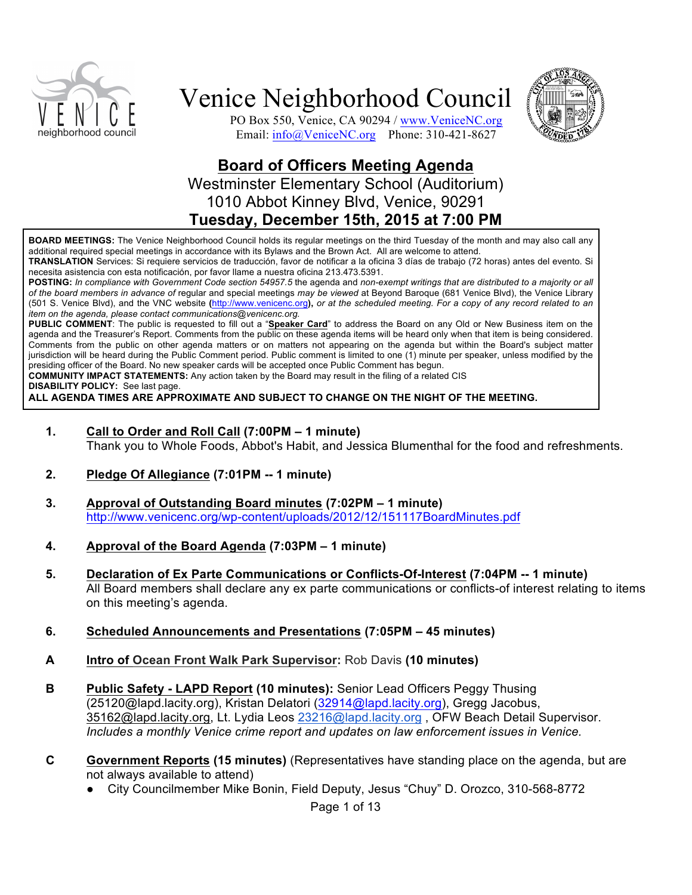# Venice Neighborhood Council

PO Box 550, Venice, CA 90294 / www.VeniceNC.org
Email: info@VeniceNC.org Phone: 310-421-8627

## Board of Officers Meeting Agenda

Westminster Elementary School (Auditorium)
1010 Abbot Kinney Blvd, Venice, 90291
**Tuesday, December 15th, 2015 at 7:00 PM**

**BOARD MEETINGS:** The Venice Neighborhood Council holds its regular meetings on the third Tuesday of the month and may also call any additional required special meetings in accordance with its Bylaws and the Brown Act. All are welcome to attend.
**TRANSLATION** Services: Si requiere servicios de traducción, favor de notificar a la oficina 3 días de trabajo (72 horas) antes del evento. Si necesita asistencia con esta notificación, por favor llame a nuestra oficina 213.473.5391.
**POSTING:** *In compliance with Government Code section 54957.5* the agenda and *non-exempt writings that are distributed to a majority or all of the board members in advance of* regular and special meetings *may be viewed* at Beyond Baroque (681 Venice Blvd), the Venice Library (501 S. Venice Blvd), and the VNC website (http://www.venicenc.org)**,** *or at the scheduled meeting. For a copy of any record related to an item on the agenda, please contact communications@venicenc.org.*
**PUBLIC COMMENT**: The public is requested to fill out a "**Speaker Card**" to address the Board on any Old or New Business item on the agenda and the Treasurer's Report. Comments from the public on these agenda items will be heard only when that item is being considered. Comments from the public on other agenda matters or on matters not appearing on the agenda but within the Board's subject matter jurisdiction will be heard during the Public Comment period. Public comment is limited to one (1) minute per speaker, unless modified by the presiding officer of the Board. No new speaker cards will be accepted once Public Comment has begun.
**COMMUNITY IMPACT STATEMENTS:** Any action taken by the Board may result in the filing of a related CIS
**DISABILITY POLICY:** See last page.
**ALL AGENDA TIMES ARE APPROXIMATE AND SUBJECT TO CHANGE ON THE NIGHT OF THE MEETING.**

1. **Call to Order and Roll Call (7:00PM – 1 minute)**
   Thank you to Whole Foods, Abbot's Habit, and Jessica Blumenthal for the food and refreshments.

2. **Pledge Of Allegiance (7:01PM -- 1 minute)**

3. **Approval of Outstanding Board minutes (7:02PM – 1 minute)**
   http://www.venicenc.org/wp-content/uploads/2012/12/151117BoardMinutes.pdf

4. **Approval of the Board Agenda (7:03PM – 1 minute)**

5. **Declaration of Ex Parte Communications or Conflicts-Of-Interest (7:04PM -- 1 minute)**
   All Board members shall declare any ex parte communications or conflicts-of interest relating to items on this meeting's agenda.

6. **Scheduled Announcements and Presentations (7:05PM – 45 minutes)**

A. **Intro of Ocean Front Walk Park Supervisor:** Rob Davis **(10 minutes)**

B. **Public Safety - LAPD Report (10 minutes):** Senior Lead Officers Peggy Thusing (25120@lapd.lacity.org), Kristan Delatori (32914@lapd.lacity.org), Gregg Jacobus, 35162@lapd.lacity.org, Lt. Lydia Leos 23216@lapd.lacity.org , OFW Beach Detail Supervisor. *Includes a monthly Venice crime report and updates on law enforcement issues in Venice.*

C. **Government Reports (15 minutes)** (Representatives have standing place on the agenda, but are not always available to attend)
   - City Councilmember Mike Bonin, Field Deputy, Jesus "Chuy" D. Orozco, 310-568-8772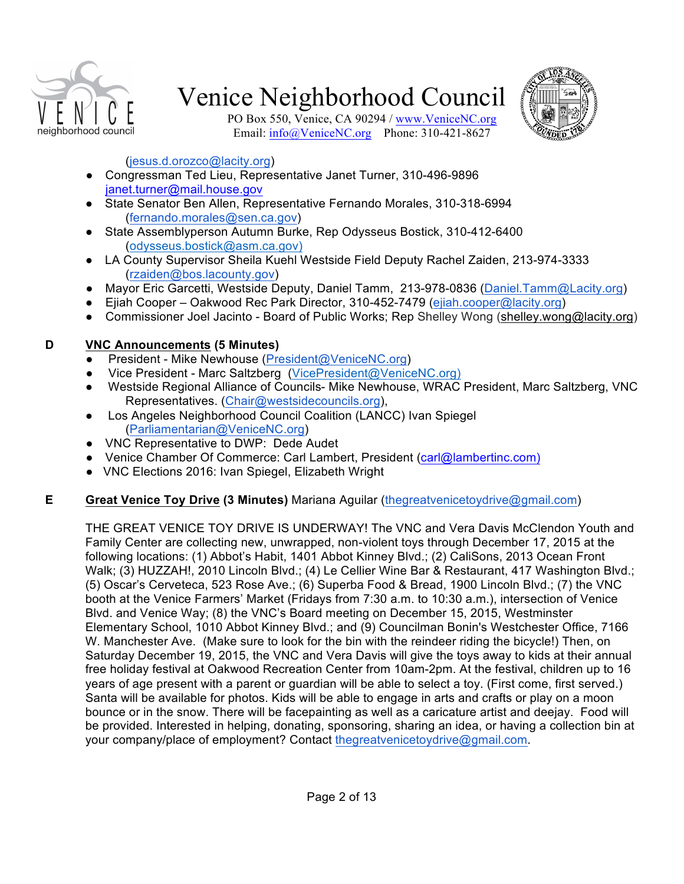(jesus.d.orozco@lacity.org)

- Congressman Ted Lieu, Representative Janet Turner, 310-496-9896 janet.turner@mail.house.gov
- State Senator Ben Allen, Representative Fernando Morales, 310-318-6994 (fernando.morales@sen.ca.gov)
- State Assemblyperson Autumn Burke, Rep Odysseus Bostick, 310-412-6400 (odysseus.bostick@asm.ca.gov)
- LA County Supervisor Sheila Kuehl Westside Field Deputy Rachel Zaiden, 213-974-3333 (rzaiden@bos.lacounty.gov)
- Mayor Eric Garcetti, Westside Deputy, Daniel Tamm, 213-978-0836 (Daniel.Tamm@Lacity.org)
- Ejiah Cooper – Oakwood Rec Park Director, 310-452-7479 (ejiah.cooper@lacity.org)
- Commissioner Joel Jacinto - Board of Public Works; Rep Shelley Wong (shelley.wong@lacity.org)

**D** **VNC Announcements (5 Minutes)**

- President - Mike Newhouse (President@VeniceNC.org)
- Vice President - Marc Saltzberg (VicePresident@VeniceNC.org)
- Westside Regional Alliance of Councils- Mike Newhouse, WRAC President, Marc Saltzberg, VNC Representatives. (Chair@westsidecouncils.org),
- Los Angeles Neighborhood Council Coalition (LANCC) Ivan Spiegel (Parliamentarian@VeniceNC.org)
- VNC Representative to DWP: Dede Audet
- Venice Chamber Of Commerce: Carl Lambert, President (carl@lambertinc.com)
- VNC Elections 2016: Ivan Spiegel, Elizabeth Wright

**E** **Great Venice Toy Drive (3 Minutes)** Mariana Aguilar (thegreatvenicetoydrive@gmail.com)

THE GREAT VENICE TOY DRIVE IS UNDERWAY! The VNC and Vera Davis McClendon Youth and Family Center are collecting new, unwrapped, non-violent toys through December 17, 2015 at the following locations: (1) Abbot's Habit, 1401 Abbot Kinney Blvd.; (2) CaliSons, 2013 Ocean Front Walk; (3) HUZZAH!, 2010 Lincoln Blvd.; (4) Le Cellier Wine Bar & Restaurant, 417 Washington Blvd.; (5) Oscar's Cerveteca, 523 Rose Ave.; (6) Superba Food & Bread, 1900 Lincoln Blvd.; (7) the VNC booth at the Venice Farmers' Market (Fridays from 7:30 a.m. to 10:30 a.m.), intersection of Venice Blvd. and Venice Way; (8) the VNC's Board meeting on December 15, 2015, Westminster Elementary School, 1010 Abbot Kinney Blvd.; and (9) Councilman Bonin's Westchester Office, 7166 W. Manchester Ave. (Make sure to look for the bin with the reindeer riding the bicycle!) Then, on Saturday December 19, 2015, the VNC and Vera Davis will give the toys away to kids at their annual free holiday festival at Oakwood Recreation Center from 10am-2pm. At the festival, children up to 16 years of age present with a parent or guardian will be able to select a toy. (First come, first served.) Santa will be available for photos. Kids will be able to engage in arts and crafts or play on a moon bounce or in the snow. There will be facepainting as well as a caricature artist and deejay. Food will be provided. Interested in helping, donating, sponsoring, sharing an idea, or having a collection bin at your company/place of employment? Contact thegreatvenicetoydrive@gmail.com.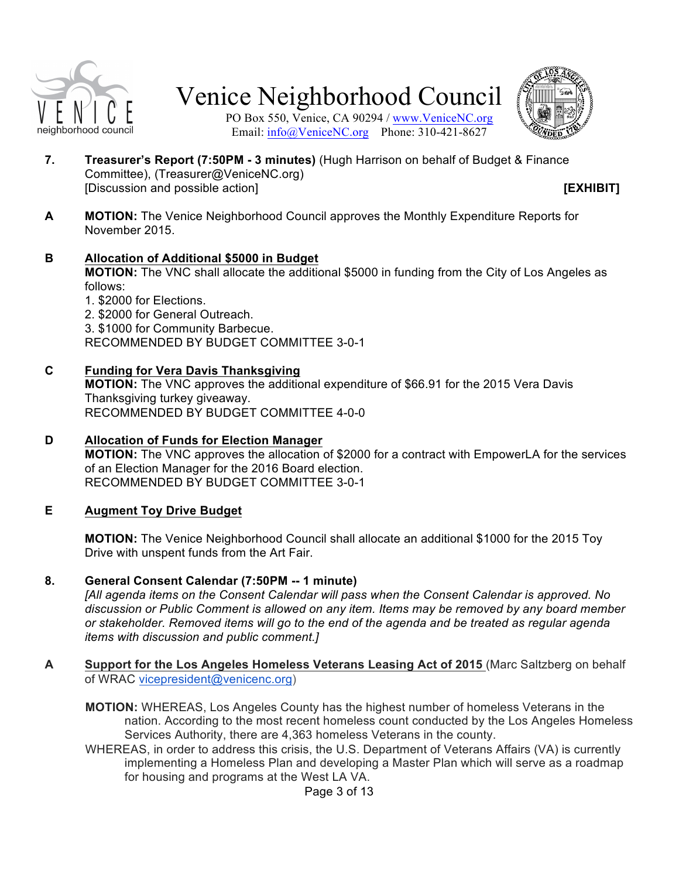**7. Treasurer's Report (7:50PM - 3 minutes)** (Hugh Harrison on behalf of Budget & Finance Committee), (Treasurer@VeniceNC.org)
[Discussion and possible action] **[EXHIBIT]**

**A** **MOTION:** The Venice Neighborhood Council approves the Monthly Expenditure Reports for November 2015.

**B** **<u>Allocation of Additional $5000 in Budget</u>**
**MOTION:** The VNC shall allocate the additional $5000 in funding from the City of Los Angeles as follows:
1. $2000 for Elections.
2. $2000 for General Outreach.
3. $1000 for Community Barbecue.

RECOMMENDED BY BUDGET COMMITTEE 3-0-1

**C** **<u>Funding for Vera Davis Thanksgiving</u>**
**MOTION:** The VNC approves the additional expenditure of $66.91 for the 2015 Vera Davis Thanksgiving turkey giveaway.
RECOMMENDED BY BUDGET COMMITTEE 4-0-0

**D** **<u>Allocation of Funds for Election Manager</u>**
**MOTION:** The VNC approves the allocation of $2000 for a contract with EmpowerLA for the services of an Election Manager for the 2016 Board election.
RECOMMENDED BY BUDGET COMMITTEE 3-0-1

**E** **<u>Augment Toy Drive Budget</u>**

**MOTION:** The Venice Neighborhood Council shall allocate an additional $1000 for the 2015 Toy Drive with unspent funds from the Art Fair.

**8. General Consent Calendar (7:50PM -- 1 minute)**
*[All agenda items on the Consent Calendar will pass when the Consent Calendar is approved. No discussion or Public Comment is allowed on any item. Items may be removed by any board member or stakeholder. Removed items will go to the end of the agenda and be treated as regular agenda items with discussion and public comment.]*

**A** **<u>Support for the Los Angeles Homeless Veterans Leasing Act of 2015</u>** (Marc Saltzberg on behalf of WRAC vicepresident@venicenc.org)

**MOTION:** WHEREAS, Los Angeles County has the highest number of homeless Veterans in the nation. According to the most recent homeless count conducted by the Los Angeles Homeless Services Authority, there are 4,363 homeless Veterans in the county.

WHEREAS, in order to address this crisis, the U.S. Department of Veterans Affairs (VA) is currently implementing a Homeless Plan and developing a Master Plan which will serve as a roadmap for housing and programs at the West LA VA.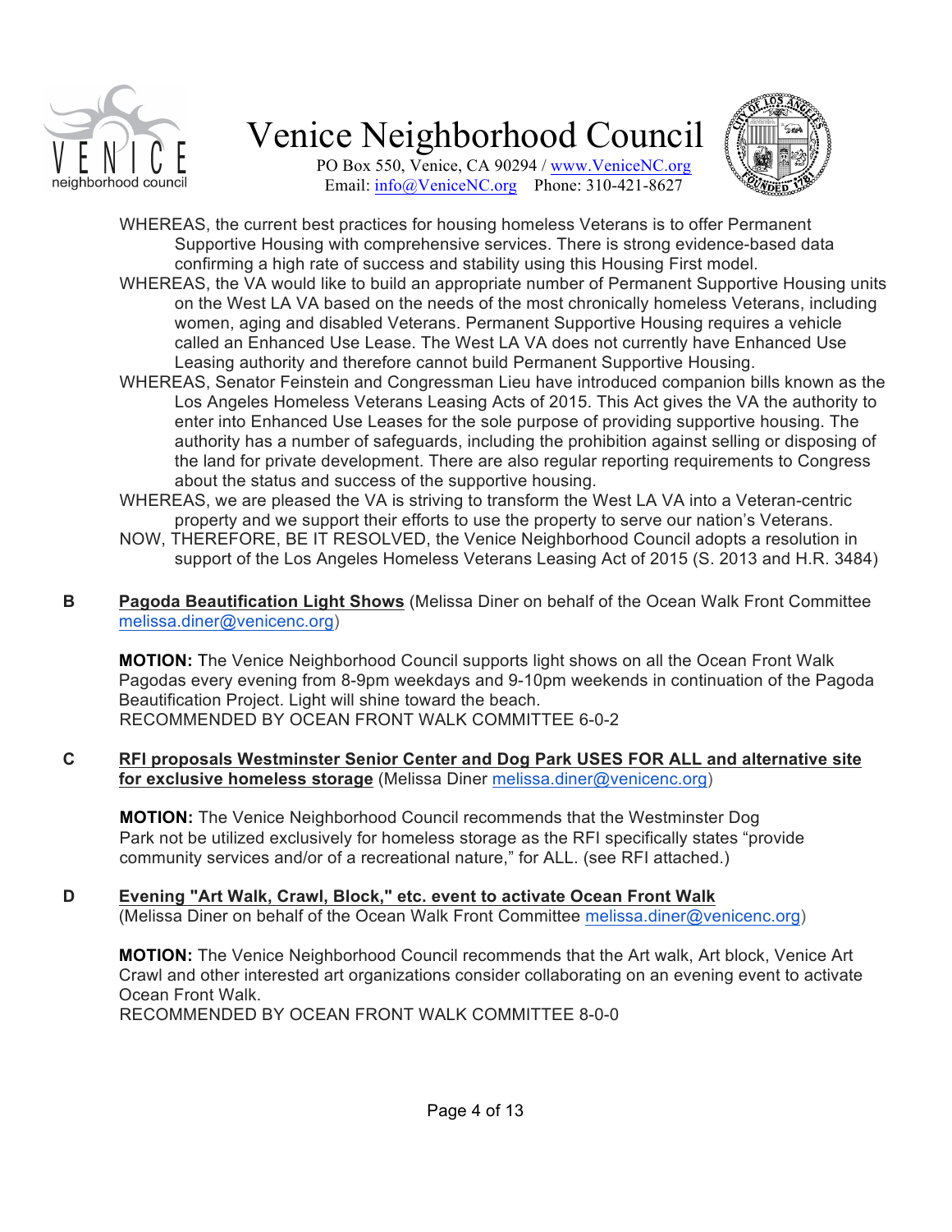WHEREAS, the current best practices for housing homeless Veterans is to offer Permanent Supportive Housing with comprehensive services. There is strong evidence-based data confirming a high rate of success and stability using this Housing First model.

WHEREAS, the VA would like to build an appropriate number of Permanent Supportive Housing units on the West LA VA based on the needs of the most chronically homeless Veterans, including women, aging and disabled Veterans. Permanent Supportive Housing requires a vehicle called an Enhanced Use Lease. The West LA VA does not currently have Enhanced Use Leasing authority and therefore cannot build Permanent Supportive Housing.

WHEREAS, Senator Feinstein and Congressman Lieu have introduced companion bills known as the Los Angeles Homeless Veterans Leasing Acts of 2015. This Act gives the VA the authority to enter into Enhanced Use Leases for the sole purpose of providing supportive housing. The authority has a number of safeguards, including the prohibition against selling or disposing of the land for private development. There are also regular reporting requirements to Congress about the status and success of the supportive housing.

WHEREAS, we are pleased the VA is striving to transform the West LA VA into a Veteran-centric property and we support their efforts to use the property to serve our nation's Veterans.

NOW, THEREFORE, BE IT RESOLVED, the Venice Neighborhood Council adopts a resolution in support of the Los Angeles Homeless Veterans Leasing Act of 2015 (S. 2013 and H.R. 3484)

**B** **Pagoda Beautification Light Shows** (Melissa Diner on behalf of the Ocean Walk Front Committee melissa.diner@venicenc.org)

**MOTION:** The Venice Neighborhood Council supports light shows on all the Ocean Front Walk Pagodas every evening from 8-9pm weekdays and 9-10pm weekends in continuation of the Pagoda Beautification Project. Light will shine toward the beach.
RECOMMENDED BY OCEAN FRONT WALK COMMITTEE 6-0-2

**C** **RFI proposals Westminster Senior Center and Dog Park USES FOR ALL and alternative site for exclusive homeless storage** (Melissa Diner melissa.diner@venicenc.org)

**MOTION:** The Venice Neighborhood Council recommends that the Westminster Dog Park not be utilized exclusively for homeless storage as the RFI specifically states "provide community services and/or of a recreational nature," for ALL. (see RFI attached.)

**D** **Evening "Art Walk, Crawl, Block," etc. event to activate Ocean Front Walk**
(Melissa Diner on behalf of the Ocean Walk Front Committee melissa.diner@venicenc.org)

**MOTION:** The Venice Neighborhood Council recommends that the Art walk, Art block, Venice Art Crawl and other interested art organizations consider collaborating on an evening event to activate Ocean Front Walk.
RECOMMENDED BY OCEAN FRONT WALK COMMITTEE 8-0-0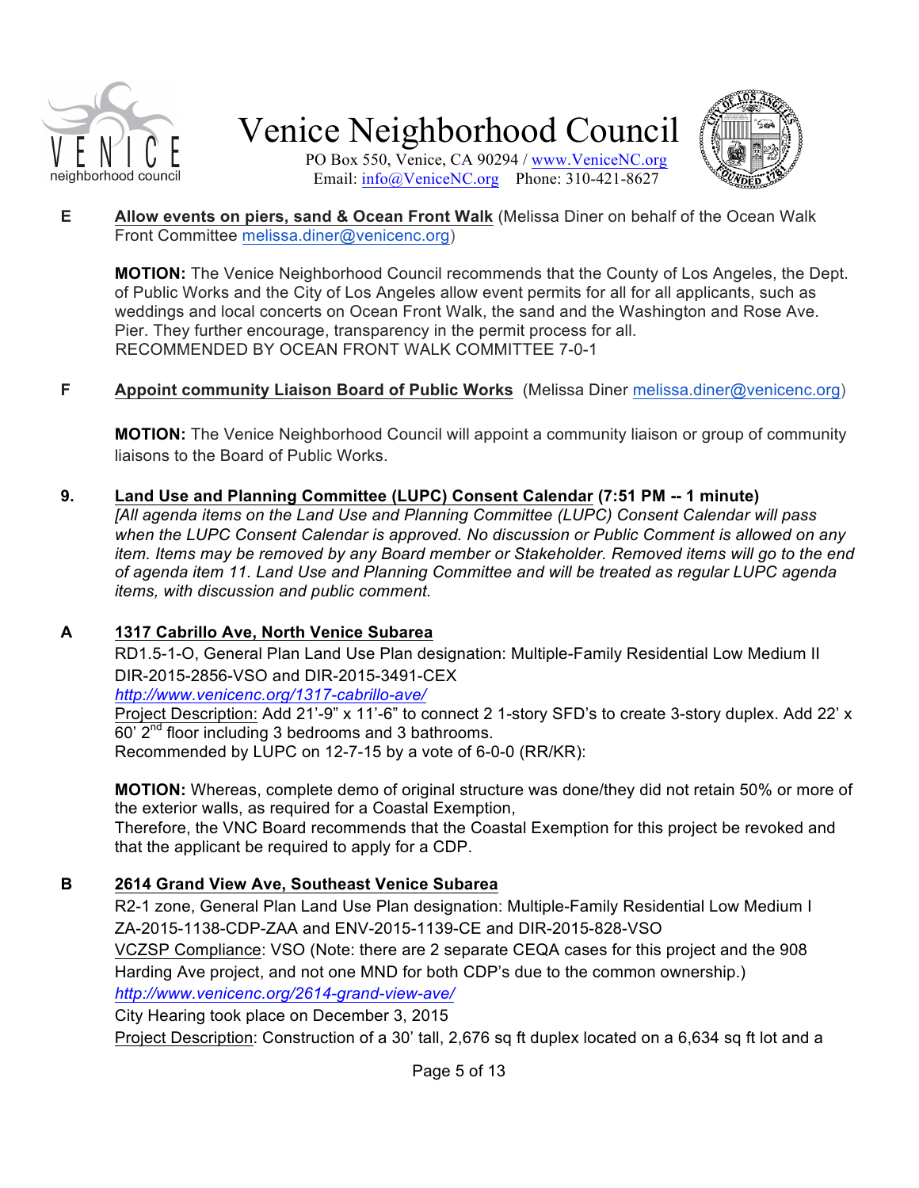# Venice Neighborhood Council

PO Box 550, Venice, CA 90294 / www.VeniceNC.org
Email: info@VeniceNC.org Phone: 310-421-8627

**E** **Allow events on piers, sand & Ocean Front Walk** (Melissa Diner on behalf of the Ocean Walk Front Committee melissa.diner@venicenc.org)

**MOTION:** The Venice Neighborhood Council recommends that the County of Los Angeles, the Dept. of Public Works and the City of Los Angeles allow event permits for all for all applicants, such as weddings and local concerts on Ocean Front Walk, the sand and the Washington and Rose Ave. Pier. They further encourage, transparency in the permit process for all.
RECOMMENDED BY OCEAN FRONT WALK COMMITTEE 7-0-1

**F** **Appoint community Liaison Board of Public Works** (Melissa Diner melissa.diner@venicenc.org)

**MOTION:** The Venice Neighborhood Council will appoint a community liaison or group of community liaisons to the Board of Public Works.

**9.** **Land Use and Planning Committee (LUPC) Consent Calendar (7:51 PM -- 1 minute)**
*[All agenda items on the Land Use and Planning Committee (LUPC) Consent Calendar will pass when the LUPC Consent Calendar is approved. No discussion or Public Comment is allowed on any item. Items may be removed by any Board member or Stakeholder. Removed items will go to the end of agenda item 11. Land Use and Planning Committee and will be treated as regular LUPC agenda items, with discussion and public comment.*

**A** **1317 Cabrillo Ave, North Venice Subarea**
RD1.5-1-O, General Plan Land Use Plan designation: Multiple-Family Residential Low Medium II
DIR-2015-2856-VSO and DIR-2015-3491-CEX
*http://www.venicenc.org/1317-cabrillo-ave/*
Project Description: Add 21'-9" x 11'-6" to connect 2 1-story SFD's to create 3-story duplex. Add 22' x 60' 2nd floor including 3 bedrooms and 3 bathrooms.
Recommended by LUPC on 12-7-15 by a vote of 6-0-0 (RR/KR):

**MOTION:** Whereas, complete demo of original structure was done/they did not retain 50% or more of the exterior walls, as required for a Coastal Exemption,
Therefore, the VNC Board recommends that the Coastal Exemption for this project be revoked and that the applicant be required to apply for a CDP.

**B** **2614 Grand View Ave, Southeast Venice Subarea**
R2-1 zone, General Plan Land Use Plan designation: Multiple-Family Residential Low Medium I
ZA-2015-1138-CDP-ZAA and ENV-2015-1139-CE and DIR-2015-828-VSO
VCZSP Compliance: VSO (Note: there are 2 separate CEQA cases for this project and the 908 Harding Ave project, and not one MND for both CDP's due to the common ownership.)
*http://www.venicenc.org/2614-grand-view-ave/*
City Hearing took place on December 3, 2015
Project Description: Construction of a 30' tall, 2,676 sq ft duplex located on a 6,634 sq ft lot and a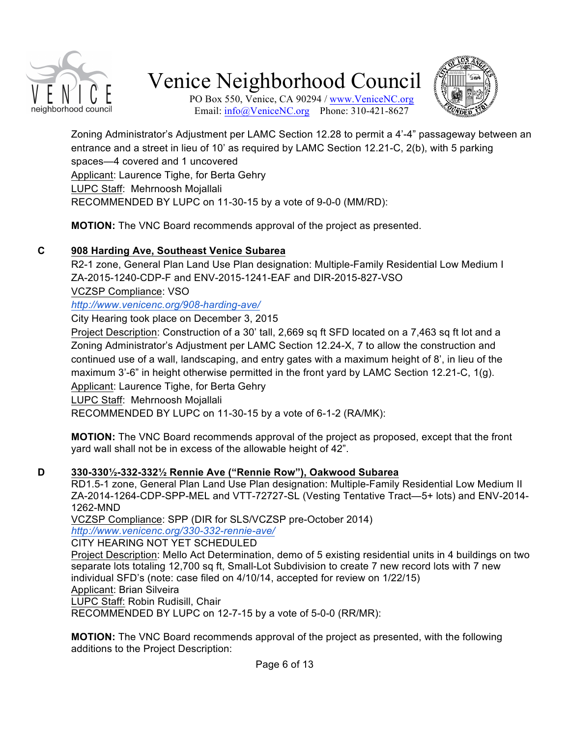Zoning Administrator's Adjustment per LAMC Section 12.28 to permit a 4'-4" passageway between an entrance and a street in lieu of 10' as required by LAMC Section 12.21-C, 2(b), with 5 parking spaces—4 covered and 1 uncovered
Applicant: Laurence Tighe, for Berta Gehry
LUPC Staff: Mehrnoosh Mojallali
RECOMMENDED BY LUPC on 11-30-15 by a vote of 9-0-0 (MM/RD):

**MOTION:** The VNC Board recommends approval of the project as presented.

**C** **908 Harding Ave, Southeast Venice Subarea**

R2-1 zone, General Plan Land Use Plan designation: Multiple-Family Residential Low Medium I
ZA-2015-1240-CDP-F and ENV-2015-1241-EAF and DIR-2015-827-VSO
VCZSP Compliance: VSO
*http://www.venicenc.org/908-harding-ave/*
City Hearing took place on December 3, 2015
Project Description: Construction of a 30' tall, 2,669 sq ft SFD located on a 7,463 sq ft lot and a Zoning Administrator's Adjustment per LAMC Section 12.24-X, 7 to allow the construction and continued use of a wall, landscaping, and entry gates with a maximum height of 8', in lieu of the maximum 3'-6" in height otherwise permitted in the front yard by LAMC Section 12.21-C, 1(g).
Applicant: Laurence Tighe, for Berta Gehry
LUPC Staff: Mehrnoosh Mojallali
RECOMMENDED BY LUPC on 11-30-15 by a vote of 6-1-2 (RA/MK):

**MOTION:** The VNC Board recommends approval of the project as proposed, except that the front yard wall shall not be in excess of the allowable height of 42".

**D** **330-330½-332-332½ Rennie Ave ("Rennie Row"), Oakwood Subarea**

RD1.5-1 zone, General Plan Land Use Plan designation: Multiple-Family Residential Low Medium II
ZA-2014-1264-CDP-SPP-MEL and VTT-72727-SL (Vesting Tentative Tract—5+ lots) and ENV-2014-1262-MND
VCZSP Compliance: SPP (DIR for SLS/VCZSP pre-October 2014)
*http://www.venicenc.org/330-332-rennie-ave/*
CITY HEARING NOT YET SCHEDULED
Project Description: Mello Act Determination, demo of 5 existing residential units in 4 buildings on two separate lots totaling 12,700 sq ft, Small-Lot Subdivision to create 7 new record lots with 7 new individual SFD's (note: case filed on 4/10/14, accepted for review on 1/22/15)
Applicant: Brian Silveira
LUPC Staff: Robin Rudisill, Chair
RECOMMENDED BY LUPC on 12-7-15 by a vote of 5-0-0 (RR/MR):

**MOTION:** The VNC Board recommends approval of the project as presented, with the following additions to the Project Description: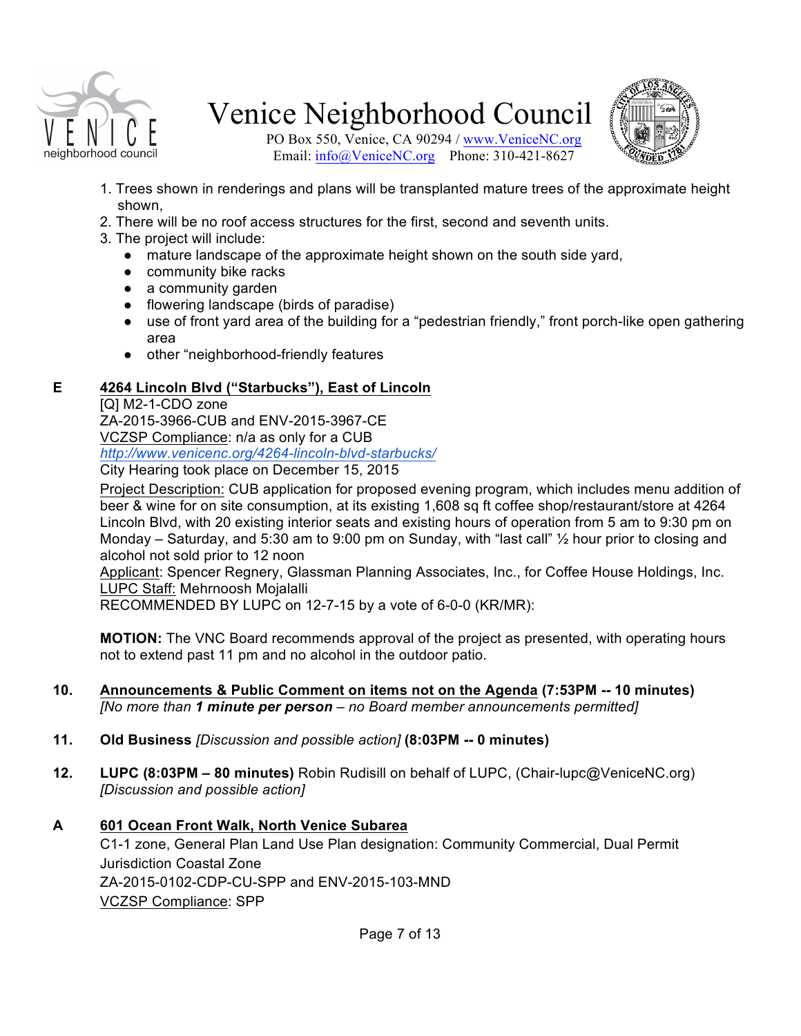1. Trees shown in renderings and plans will be transplanted mature trees of the approximate height shown,
2. There will be no roof access structures for the first, second and seventh units.
3. The project will include:
   - mature landscape of the approximate height shown on the south side yard,
   - community bike racks
   - a community garden
   - flowering landscape (birds of paradise)
   - use of front yard area of the building for a "pedestrian friendly," front porch-like open gathering area
   - other "neighborhood-friendly features

**E** <u>**4264 Lincoln Blvd ("Starbucks"), East of Lincoln**</u>
[Q] M2-1-CDO zone
ZA-2015-3966-CUB and ENV-2015-3967-CE
<u>VCZSP Compliance</u>: n/a as only for a CUB
*http://www.venicenc.org/4264-lincoln-blvd-starbucks/*
City Hearing took place on December 15, 2015
<u>Project Description:</u> CUB application for proposed evening program, which includes menu addition of beer & wine for on site consumption, at its existing 1,608 sq ft coffee shop/restaurant/store at 4264 Lincoln Blvd, with 20 existing interior seats and existing hours of operation from 5 am to 9:30 pm on Monday – Saturday, and 5:30 am to 9:00 pm on Sunday, with "last call" ½ hour prior to closing and alcohol not sold prior to 12 noon
<u>Applicant</u>: Spencer Regnery, Glassman Planning Associates, Inc., for Coffee House Holdings, Inc.
<u>LUPC Staff:</u> Mehrnoosh Mojalalli
RECOMMENDED BY LUPC on 12-7-15 by a vote of 6-0-0 (KR/MR):

**MOTION:** The VNC Board recommends approval of the project as presented, with operating hours not to extend past 11 pm and no alcohol in the outdoor patio.

**10.** <u>**Announcements & Public Comment on items not on the Agenda**</u> **(7:53PM -- 10 minutes)**
*[No more than **1 minute per person** – no Board member announcements permitted]*

**11.** **Old Business** *[Discussion and possible action]* **(8:03PM -- 0 minutes)**

**12.** **LUPC (8:03PM – 80 minutes)** Robin Rudisill on behalf of LUPC, (Chair-lupc@VeniceNC.org) *[Discussion and possible action]*

**A** <u>**601 Ocean Front Walk, North Venice Subarea**</u>
C1-1 zone, General Plan Land Use Plan designation: Community Commercial, Dual Permit Jurisdiction Coastal Zone
ZA-2015-0102-CDP-CU-SPP and ENV-2015-103-MND
<u>VCZSP Compliance</u>: SPP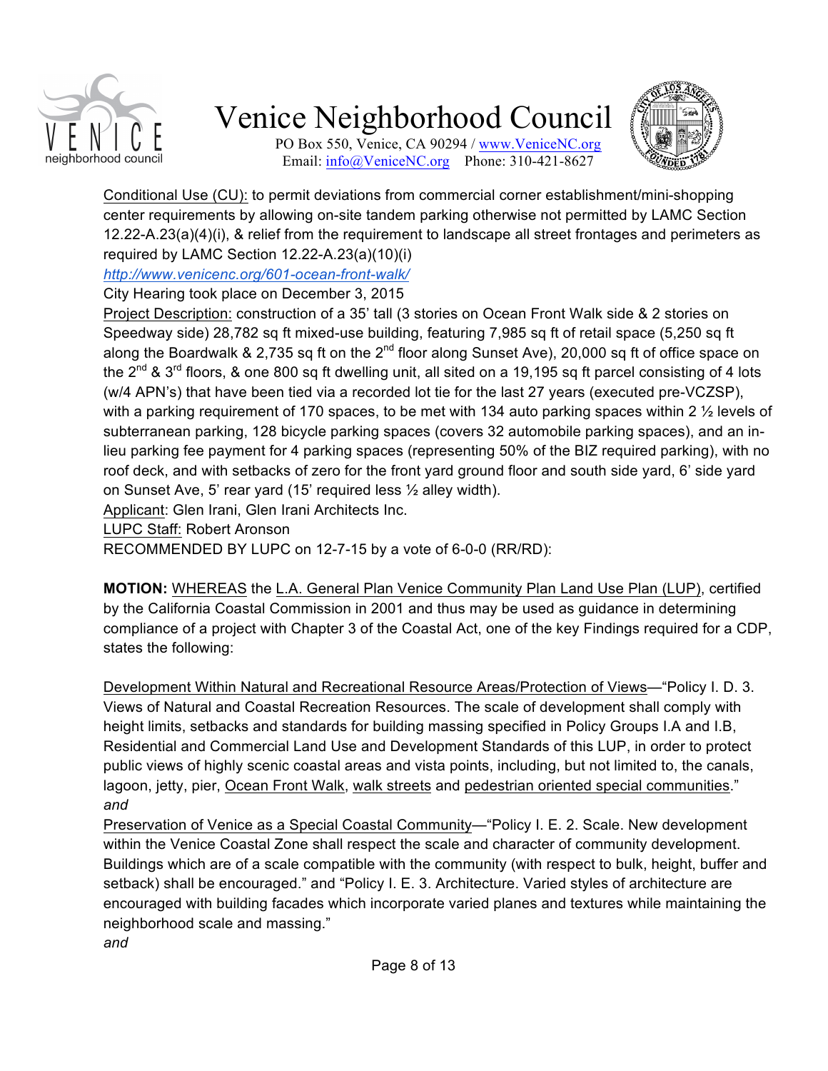Conditional Use (CU): to permit deviations from commercial corner establishment/mini-shopping center requirements by allowing on-site tandem parking otherwise not permitted by LAMC Section 12.22-A.23(a)(4)(i), & relief from the requirement to landscape all street frontages and perimeters as required by LAMC Section 12.22-A.23(a)(10)(i)

*http://www.venicenc.org/601-ocean-front-walk/*

City Hearing took place on December 3, 2015

Project Description: construction of a 35' tall (3 stories on Ocean Front Walk side & 2 stories on Speedway side) 28,782 sq ft mixed-use building, featuring 7,985 sq ft of retail space (5,250 sq ft along the Boardwalk & 2,735 sq ft on the 2nd floor along Sunset Ave), 20,000 sq ft of office space on the 2nd & 3rd floors, & one 800 sq ft dwelling unit, all sited on a 19,195 sq ft parcel consisting of 4 lots (w/4 APN's) that have been tied via a recorded lot tie for the last 27 years (executed pre-VCZSP), with a parking requirement of 170 spaces, to be met with 134 auto parking spaces within 2 ½ levels of subterranean parking, 128 bicycle parking spaces (covers 32 automobile parking spaces), and an in-lieu parking fee payment for 4 parking spaces (representing 50% of the BIZ required parking), with no roof deck, and with setbacks of zero for the front yard ground floor and south side yard, 6' side yard on Sunset Ave, 5' rear yard (15' required less ½ alley width).

Applicant: Glen Irani, Glen Irani Architects Inc.

LUPC Staff: Robert Aronson

RECOMMENDED BY LUPC on 12-7-15 by a vote of 6-0-0 (RR/RD):

**MOTION:** WHEREAS the L.A. General Plan Venice Community Plan Land Use Plan (LUP), certified by the California Coastal Commission in 2001 and thus may be used as guidance in determining compliance of a project with Chapter 3 of the Coastal Act, one of the key Findings required for a CDP, states the following:

Development Within Natural and Recreational Resource Areas/Protection of Views—"Policy I. D. 3. Views of Natural and Coastal Recreation Resources. The scale of development shall comply with height limits, setbacks and standards for building massing specified in Policy Groups I.A and I.B, Residential and Commercial Land Use and Development Standards of this LUP, in order to protect public views of highly scenic coastal areas and vista points, including, but not limited to, the canals, lagoon, jetty, pier, Ocean Front Walk, walk streets and pedestrian oriented special communities."

*and*

Preservation of Venice as a Special Coastal Community—"Policy I. E. 2. Scale. New development within the Venice Coastal Zone shall respect the scale and character of community development. Buildings which are of a scale compatible with the community (with respect to bulk, height, buffer and setback) shall be encouraged." and "Policy I. E. 3. Architecture. Varied styles of architecture are encouraged with building facades which incorporate varied planes and textures while maintaining the neighborhood scale and massing."

*and*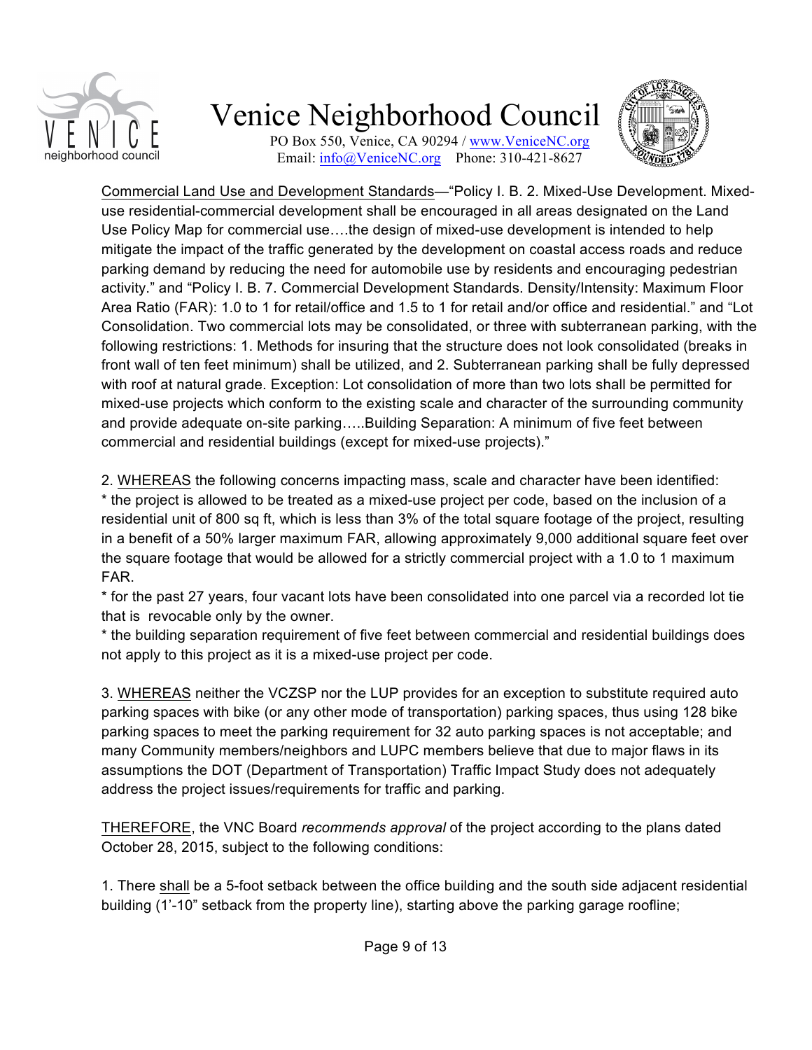Commercial Land Use and Development Standards—"Policy I. B. 2. Mixed-Use Development. Mixed-use residential-commercial development shall be encouraged in all areas designated on the Land Use Policy Map for commercial use….the design of mixed-use development is intended to help mitigate the impact of the traffic generated by the development on coastal access roads and reduce parking demand by reducing the need for automobile use by residents and encouraging pedestrian activity." and "Policy I. B. 7. Commercial Development Standards. Density/Intensity: Maximum Floor Area Ratio (FAR): 1.0 to 1 for retail/office and 1.5 to 1 for retail and/or office and residential." and "Lot Consolidation. Two commercial lots may be consolidated, or three with subterranean parking, with the following restrictions: 1. Methods for insuring that the structure does not look consolidated (breaks in front wall of ten feet minimum) shall be utilized, and 2. Subterranean parking shall be fully depressed with roof at natural grade. Exception: Lot consolidation of more than two lots shall be permitted for mixed-use projects which conform to the existing scale and character of the surrounding community and provide adequate on-site parking…..Building Separation: A minimum of five feet between commercial and residential buildings (except for mixed-use projects)."

2. WHEREAS the following concerns impacting mass, scale and character have been identified:
* the project is allowed to be treated as a mixed-use project per code, based on the inclusion of a residential unit of 800 sq ft, which is less than 3% of the total square footage of the project, resulting in a benefit of a 50% larger maximum FAR, allowing approximately 9,000 additional square feet over the square footage that would be allowed for a strictly commercial project with a 1.0 to 1 maximum FAR.
* for the past 27 years, four vacant lots have been consolidated into one parcel via a recorded lot tie that is revocable only by the owner.
* the building separation requirement of five feet between commercial and residential buildings does not apply to this project as it is a mixed-use project per code.

3. WHEREAS neither the VCZSP nor the LUP provides for an exception to substitute required auto parking spaces with bike (or any other mode of transportation) parking spaces, thus using 128 bike parking spaces to meet the parking requirement for 32 auto parking spaces is not acceptable; and many Community members/neighbors and LUPC members believe that due to major flaws in its assumptions the DOT (Department of Transportation) Traffic Impact Study does not adequately address the project issues/requirements for traffic and parking.

THEREFORE, the VNC Board *recommends approval* of the project according to the plans dated October 28, 2015, subject to the following conditions:

1. There shall be a 5-foot setback between the office building and the south side adjacent residential building (1'-10" setback from the property line), starting above the parking garage roofline;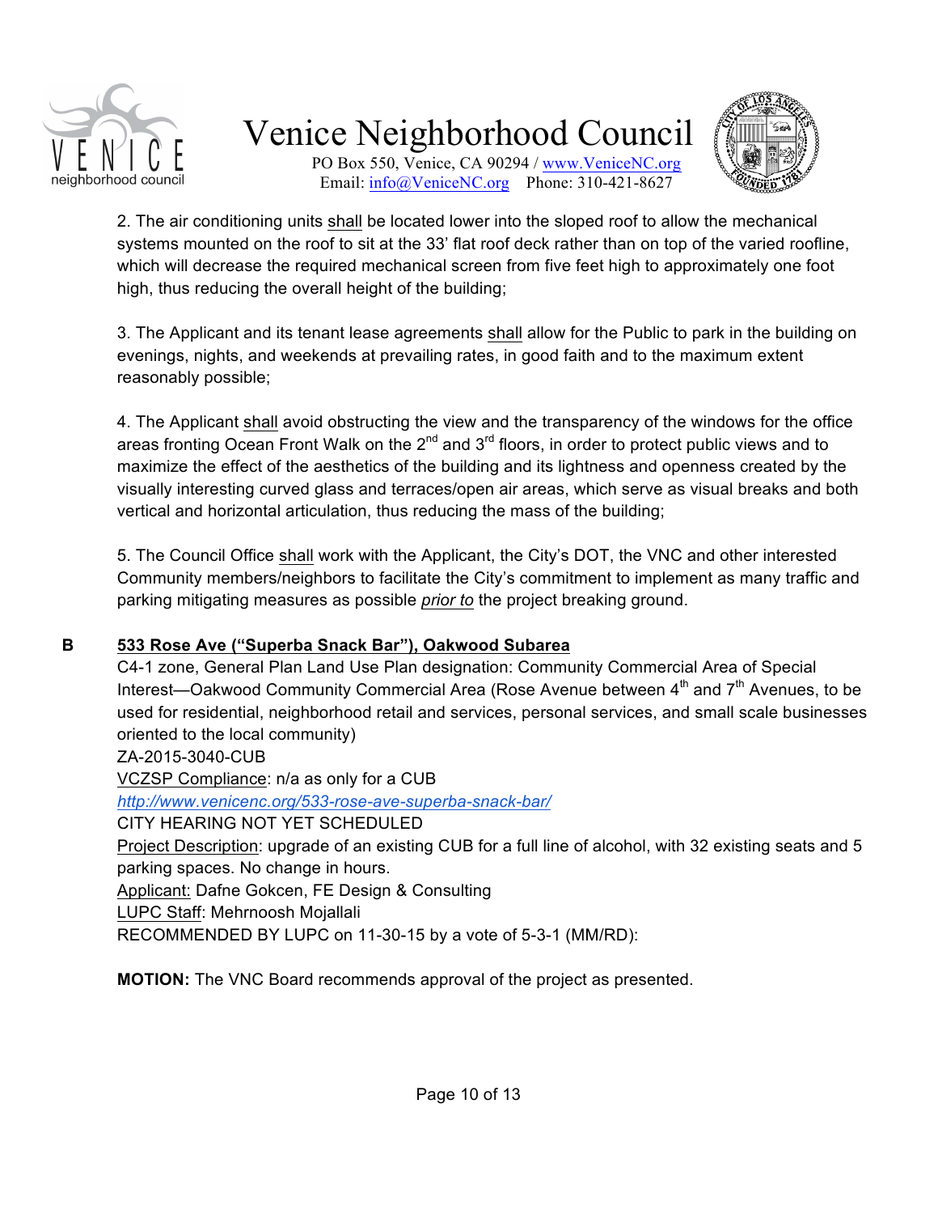2. The air conditioning units shall be located lower into the sloped roof to allow the mechanical systems mounted on the roof to sit at the 33' flat roof deck rather than on top of the varied roofline, which will decrease the required mechanical screen from five feet high to approximately one foot high, thus reducing the overall height of the building;

3. The Applicant and its tenant lease agreements shall allow for the Public to park in the building on evenings, nights, and weekends at prevailing rates, in good faith and to the maximum extent reasonably possible;

4. The Applicant shall avoid obstructing the view and the transparency of the windows for the office areas fronting Ocean Front Walk on the 2nd and 3rd floors, in order to protect public views and to maximize the effect of the aesthetics of the building and its lightness and openness created by the visually interesting curved glass and terraces/open air areas, which serve as visual breaks and both vertical and horizontal articulation, thus reducing the mass of the building;

5. The Council Office shall work with the Applicant, the City's DOT, the VNC and other interested Community members/neighbors to facilitate the City's commitment to implement as many traffic and parking mitigating measures as possible *prior to* the project breaking ground.

**B** **533 Rose Ave ("Superba Snack Bar"), Oakwood Subarea**

C4-1 zone, General Plan Land Use Plan designation: Community Commercial Area of Special Interest—Oakwood Community Commercial Area (Rose Avenue between 4th and 7th Avenues, to be used for residential, neighborhood retail and services, personal services, and small scale businesses oriented to the local community)

ZA-2015-3040-CUB

VCZSP Compliance: n/a as only for a CUB

*http://www.venicenc.org/533-rose-ave-superba-snack-bar/*

CITY HEARING NOT YET SCHEDULED

Project Description: upgrade of an existing CUB for a full line of alcohol, with 32 existing seats and 5 parking spaces. No change in hours.

Applicant: Dafne Gokcen, FE Design & Consulting

LUPC Staff: Mehrnoosh Mojallali

RECOMMENDED BY LUPC on 11-30-15 by a vote of 5-3-1 (MM/RD):

**MOTION:** The VNC Board recommends approval of the project as presented.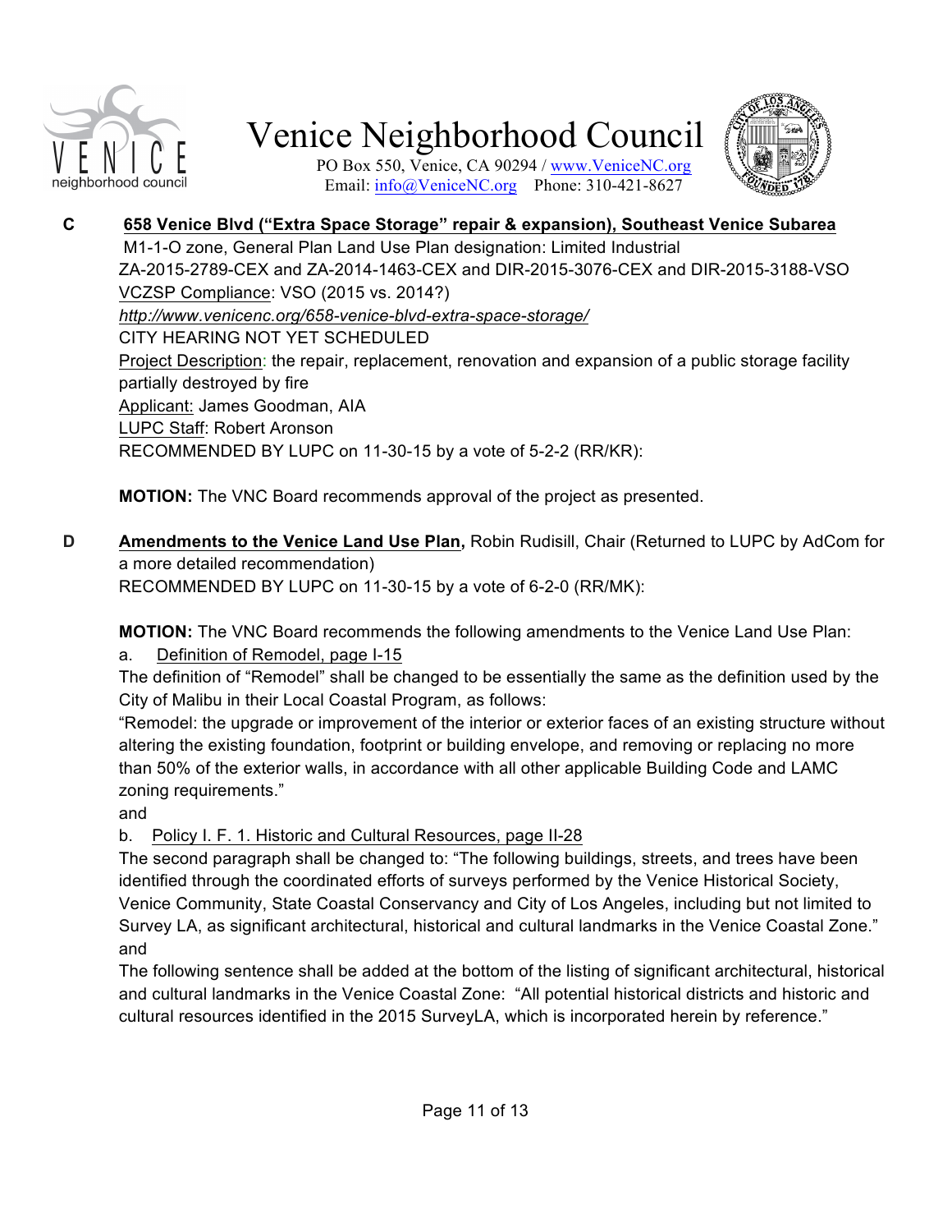**C** **658 Venice Blvd (“Extra Space Storage” repair & expansion), Southeast Venice Subarea**

M1-1-O zone, General Plan Land Use Plan designation: Limited Industrial
ZA-2015-2789-CEX and ZA-2014-1463-CEX and DIR-2015-3076-CEX and DIR-2015-3188-VSO
VCZSP Compliance: VSO (2015 vs. 2014?)
*http://www.venicenc.org/658-venice-blvd-extra-space-storage/*
CITY HEARING NOT YET SCHEDULED
Project Description: the repair, replacement, renovation and expansion of a public storage facility partially destroyed by fire
Applicant: James Goodman, AIA
LUPC Staff: Robert Aronson
RECOMMENDED BY LUPC on 11-30-15 by a vote of 5-2-2 (RR/KR):

**MOTION:** The VNC Board recommends approval of the project as presented.

**D** **Amendments to the Venice Land Use Plan,** Robin Rudisill, Chair (Returned to LUPC by AdCom for a more detailed recommendation)
RECOMMENDED BY LUPC on 11-30-15 by a vote of 6-2-0 (RR/MK):

**MOTION:** The VNC Board recommends the following amendments to the Venice Land Use Plan:

a. Definition of Remodel, page I-15

The definition of “Remodel” shall be changed to be essentially the same as the definition used by the City of Malibu in their Local Coastal Program, as follows:

“Remodel: the upgrade or improvement of the interior or exterior faces of an existing structure without altering the existing foundation, footprint or building envelope, and removing or replacing no more than 50% of the exterior walls, in accordance with all other applicable Building Code and LAMC zoning requirements.”

and

b. Policy I. F. 1. Historic and Cultural Resources, page II-28

The second paragraph shall be changed to: “The following buildings, streets, and trees have been identified through the coordinated efforts of surveys performed by the Venice Historical Society, Venice Community, State Coastal Conservancy and City of Los Angeles, including but not limited to Survey LA, as significant architectural, historical and cultural landmarks in the Venice Coastal Zone.”

and

The following sentence shall be added at the bottom of the listing of significant architectural, historical and cultural landmarks in the Venice Coastal Zone: “All potential historical districts and historic and cultural resources identified in the 2015 SurveyLA, which is incorporated herein by reference.”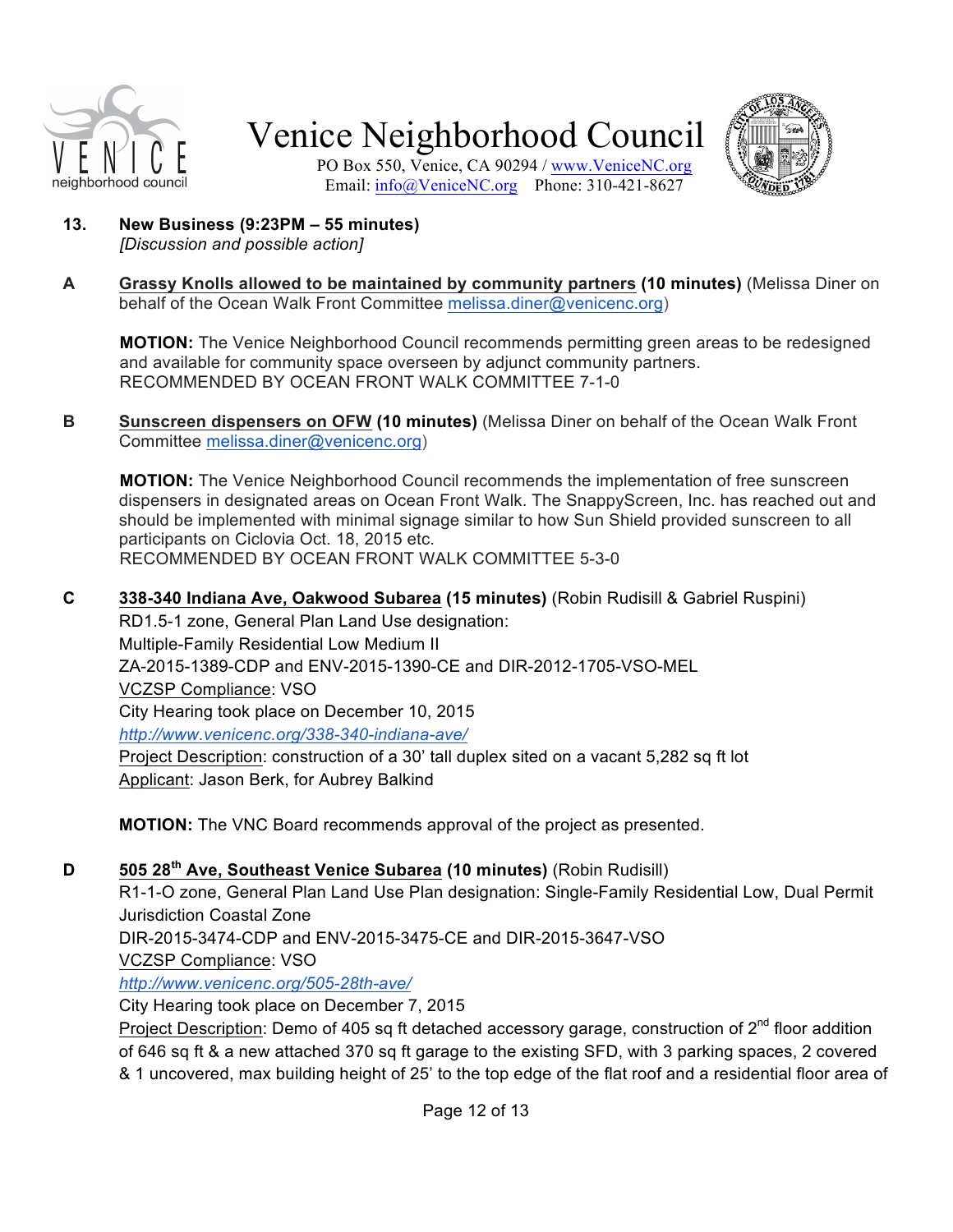**13. New Business (9:23PM – 55 minutes)**
*[Discussion and possible action]*

**A** **Grassy Knolls allowed to be maintained by community partners (10 minutes)** (Melissa Diner on behalf of the Ocean Walk Front Committee melissa.diner@venicenc.org)

**MOTION:** The Venice Neighborhood Council recommends permitting green areas to be redesigned and available for community space overseen by adjunct community partners.
RECOMMENDED BY OCEAN FRONT WALK COMMITTEE 7-1-0

**B** **Sunscreen dispensers on OFW (10 minutes)** (Melissa Diner on behalf of the Ocean Walk Front Committee melissa.diner@venicenc.org)

**MOTION:** The Venice Neighborhood Council recommends the implementation of free sunscreen dispensers in designated areas on Ocean Front Walk. The SnappyScreen, Inc. has reached out and should be implemented with minimal signage similar to how Sun Shield provided sunscreen to all participants on Ciclovia Oct. 18, 2015 etc.
RECOMMENDED BY OCEAN FRONT WALK COMMITTEE 5-3-0

**C** **338-340 Indiana Ave, Oakwood Subarea (15 minutes)** (Robin Rudisill & Gabriel Ruspini)
RD1.5-1 zone, General Plan Land Use designation:
Multiple-Family Residential Low Medium II
ZA-2015-1389-CDP and ENV-2015-1390-CE and DIR-2012-1705-VSO-MEL
VCZSP Compliance: VSO
City Hearing took place on December 10, 2015
*http://www.venicenc.org/338-340-indiana-ave/*
Project Description: construction of a 30' tall duplex sited on a vacant 5,282 sq ft lot
Applicant: Jason Berk, for Aubrey Balkind

**MOTION:** The VNC Board recommends approval of the project as presented.

**D** **505 28th Ave, Southeast Venice Subarea (10 minutes)** (Robin Rudisill)
R1-1-O zone, General Plan Land Use Plan designation: Single-Family Residential Low, Dual Permit Jurisdiction Coastal Zone
DIR-2015-3474-CDP and ENV-2015-3475-CE and DIR-2015-3647-VSO
VCZSP Compliance: VSO
*http://www.venicenc.org/505-28th-ave/*
City Hearing took place on December 7, 2015
Project Description: Demo of 405 sq ft detached accessory garage, construction of 2nd floor addition of 646 sq ft & a new attached 370 sq ft garage to the existing SFD, with 3 parking spaces, 2 covered & 1 uncovered, max building height of 25' to the top edge of the flat roof and a residential floor area of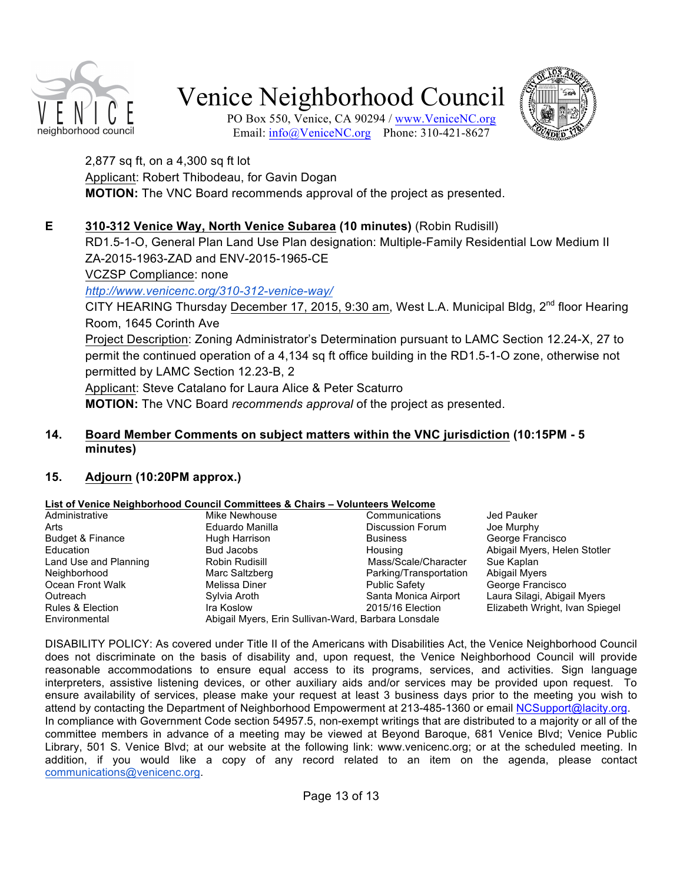2,877 sq ft, on a 4,300 sq ft lot

Applicant: Robert Thibodeau, for Gavin Dogan

**MOTION:** The VNC Board recommends approval of the project as presented.

**E** **310-312 Venice Way, North Venice Subarea (10 minutes)** (Robin Rudisill)

RD1.5-1-O, General Plan Land Use Plan designation: Multiple-Family Residential Low Medium II

ZA-2015-1963-ZAD and ENV-2015-1965-CE

VCZSP Compliance: none

*http://www.venicenc.org/310-312-venice-way/*

CITY HEARING Thursday December 17, 2015, 9:30 am, West L.A. Municipal Bldg, 2nd floor Hearing Room, 1645 Corinth Ave

Project Description: Zoning Administrator's Determination pursuant to LAMC Section 12.24-X, 27 to permit the continued operation of a 4,134 sq ft office building in the RD1.5-1-O zone, otherwise not permitted by LAMC Section 12.23-B, 2

Applicant: Steve Catalano for Laura Alice & Peter Scaturro

**MOTION:** The VNC Board *recommends approval* of the project as presented.

**14. Board Member Comments on subject matters within the VNC jurisdiction (10:15PM - 5 minutes)**

**15. Adjourn (10:20PM approx.)**

**List of Venice Neighborhood Council Committees & Chairs – Volunteers Welcome**

| | | | |
|---|---|---|---|
| Administrative | Mike Newhouse | Communications | Jed Pauker |
| Arts | Eduardo Manilla | Discussion Forum | Joe Murphy |
| Budget & Finance | Hugh Harrison | Business | George Francisco |
| Education | Bud Jacobs | Housing | Abigail Myers, Helen Stotler |
| Land Use and Planning | Robin Rudisill | Mass/Scale/Character | Sue Kaplan |
| Neighborhood | Marc Saltzberg | Parking/Transportation | Abigail Myers |
| Ocean Front Walk | Melissa Diner | Public Safety | George Francisco |
| Outreach | Sylvia Aroth | Santa Monica Airport | Laura Silagi, Abigail Myers |
| Rules & Election | Ira Koslow | 2015/16 Election | Elizabeth Wright, Ivan Spiegel |
| Environmental | Abigail Myers, Erin Sullivan-Ward, Barbara Lonsdale | | |

DISABILITY POLICY: As covered under Title II of the Americans with Disabilities Act, the Venice Neighborhood Council does not discriminate on the basis of disability and, upon request, the Venice Neighborhood Council will provide reasonable accommodations to ensure equal access to its programs, services, and activities. Sign language interpreters, assistive listening devices, or other auxiliary aids and/or services may be provided upon request. To ensure availability of services, please make your request at least 3 business days prior to the meeting you wish to attend by contacting the Department of Neighborhood Empowerment at 213-485-1360 or email NCSupport@lacity.org.
In compliance with Government Code section 54957.5, non-exempt writings that are distributed to a majority or all of the committee members in advance of a meeting may be viewed at Beyond Baroque, 681 Venice Blvd; Venice Public Library, 501 S. Venice Blvd; at our website at the following link: www.venicenc.org; or at the scheduled meeting. In addition, if you would like a copy of any record related to an item on the agenda, please contact communications@venicenc.org.